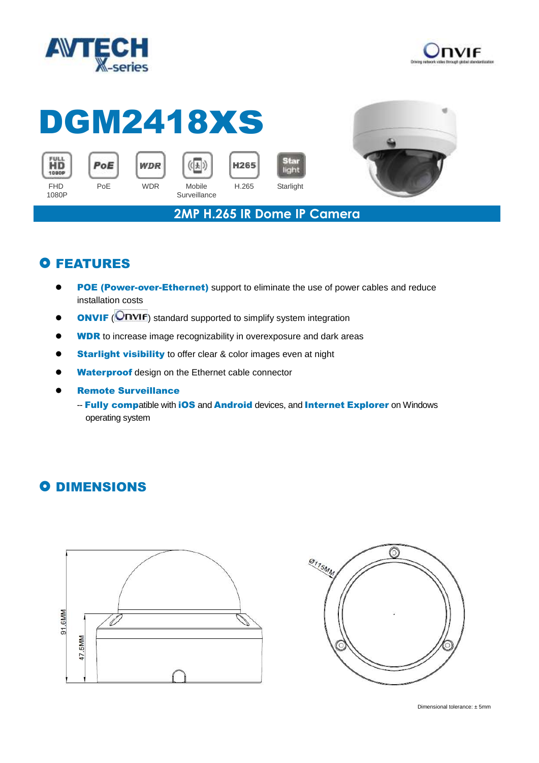AVTECH X-series

ONVIF

# DGM2418XS

FHD 1080P | PoE | WDR | Mobile Surveillance | H.265 | Starlight

## 2MP H.265 IR Dome IP Camera

## FEATURES

- **POE (Power-over-Ethernet)** support to eliminate the use of power cables and reduce installation costs
- **ONVIF** (ONVIF) standard supported to simplify system integration
- **WDR** to increase image recognizability in overexposure and dark areas
- **Starlight visibility** to offer clear & color images even at night
- **Waterproof** design on the Ethernet cable connector
- **Remote Surveillance**

  -- **Fully compa**tible with **iOS** and **Android** devices, and **Internet Explorer** on Windows operating system

## DIMENSIONS

91.6MM

47.5MM

Ø115MM

Dimensional tolerance: ± 5mm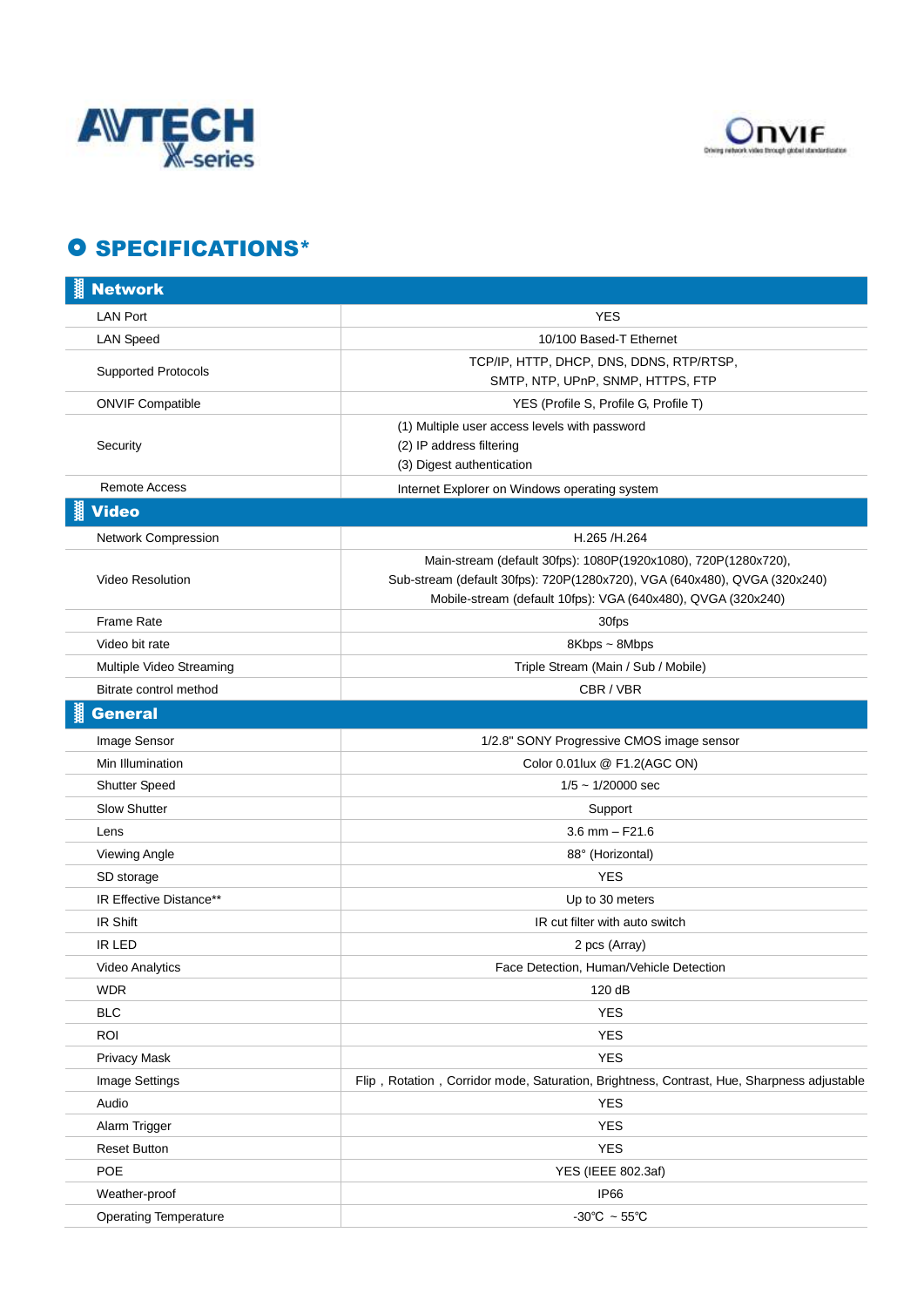# SPECIFICATIONS*

| Network | |
|---|---|
| LAN Port | YES |
| LAN Speed | 10/100 Based-T Ethernet |
| Supported Protocols | TCP/IP, HTTP, DHCP, DNS, DDNS, RTP/RTSP, SMTP, NTP, UPnP, SNMP, HTTPS, FTP |
| ONVIF Compatible | YES (Profile S, Profile G, Profile T) |
| Security | (1) Multiple user access levels with password<br>(2) IP address filtering<br>(3) Digest authentication |
| Remote Access | Internet Explorer on Windows operating system |
| **Video** | |
| Network Compression | H.265 /H.264 |
| Video Resolution | Main-stream (default 30fps): 1080P(1920x1080), 720P(1280x720),<br>Sub-stream (default 30fps): 720P(1280x720), VGA (640x480), QVGA (320x240)<br>Mobile-stream (default 10fps): VGA (640x480), QVGA (320x240) |
| Frame Rate | 30fps |
| Video bit rate | 8Kbps ~ 8Mbps |
| Multiple Video Streaming | Triple Stream (Main / Sub / Mobile) |
| Bitrate control method | CBR / VBR |
| **General** | |
| Image Sensor | 1/2.8" SONY Progressive CMOS image sensor |
| Min Illumination | Color 0.01lux @ F1.2(AGC ON) |
| Shutter Speed | 1/5 ~ 1/20000 sec |
| Slow Shutter | Support |
| Lens | 3.6 mm – F21.6 |
| Viewing Angle | 88° (Horizontal) |
| SD storage | YES |
| IR Effective Distance** | Up to 30 meters |
| IR Shift | IR cut filter with auto switch |
| IR LED | 2 pcs (Array) |
| Video Analytics | Face Detection, Human/Vehicle Detection |
| WDR | 120 dB |
| BLC | YES |
| ROI | YES |
| Privacy Mask | YES |
| Image Settings | Flip，Rotation，Corridor mode, Saturation, Brightness, Contrast, Hue, Sharpness adjustable |
| Audio | YES |
| Alarm Trigger | YES |
| Reset Button | YES |
| POE | YES (IEEE 802.3af) |
| Weather-proof | IP66 |
| Operating Temperature | -30℃ ~ 55℃ |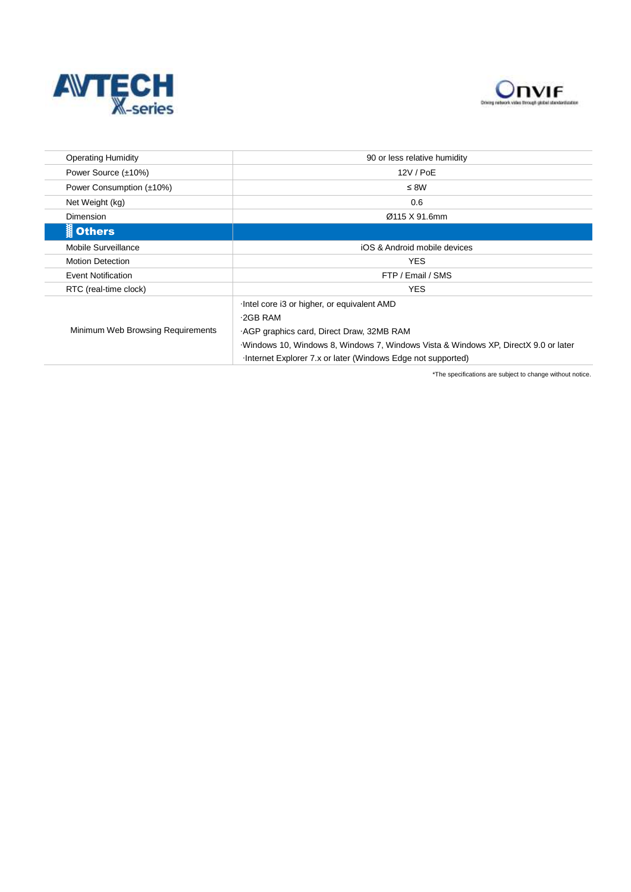| | |
|---|---|
| Operating Humidity | 90 or less relative humidity |
| Power Source (±10%) | 12V / PoE |
| Power Consumption (±10%) | ≤ 8W |
| Net Weight (kg) | 0.6 |
| Dimension | Ø115 X 91.6mm |
| **Others** | |
| Mobile Surveillance | iOS & Android mobile devices |
| Motion Detection | YES |
| Event Notification | FTP / Email / SMS |
| RTC (real-time clock) | YES |
| Minimum Web Browsing Requirements | ·Intel core i3 or higher, or equivalent AMD<br>·2GB RAM<br>·AGP graphics card, Direct Draw, 32MB RAM<br>·Windows 10, Windows 8, Windows 7, Windows Vista & Windows XP, DirectX 9.0 or later<br>·Internet Explorer 7.x or later (Windows Edge not supported) |

*The specifications are subject to change without notice.